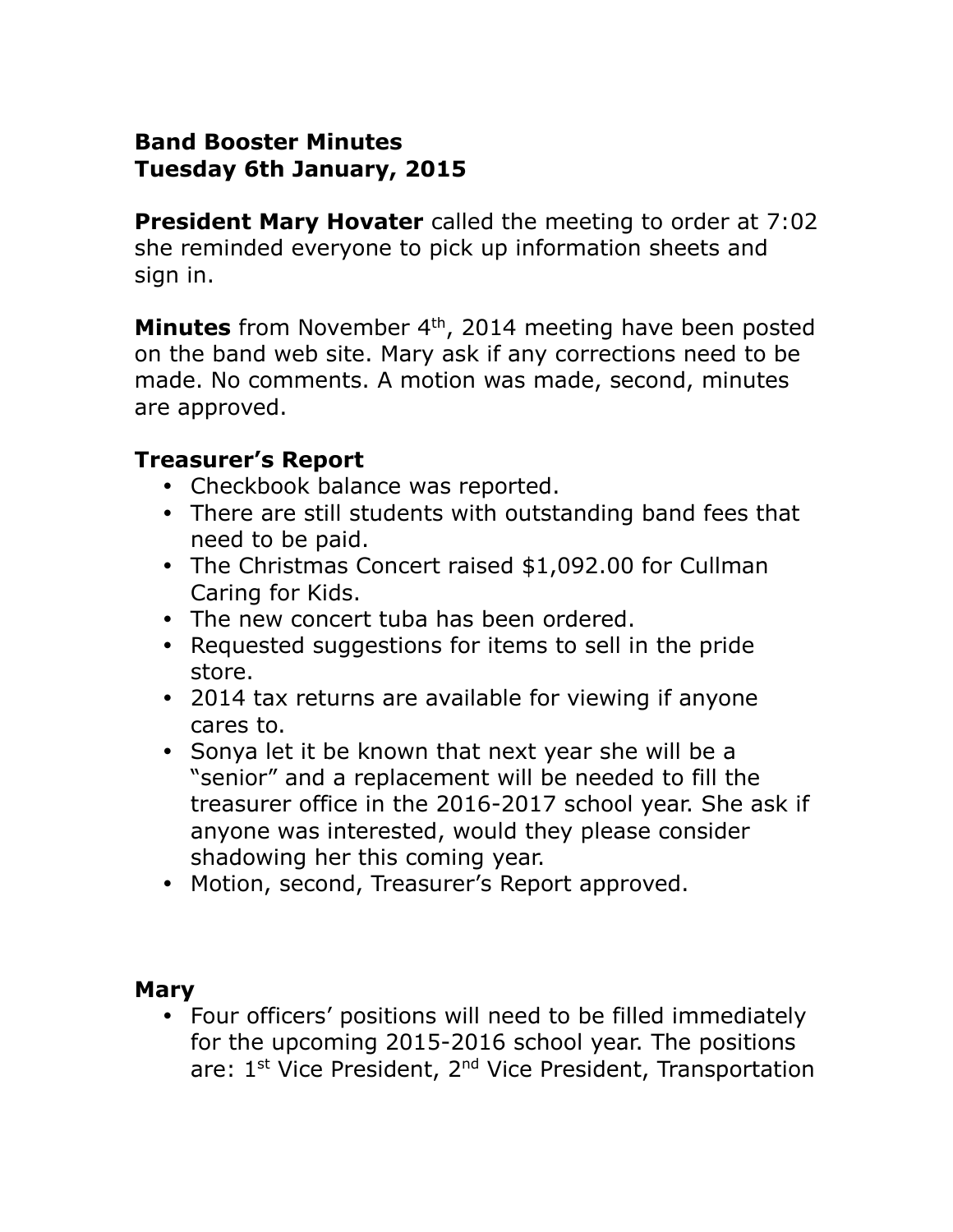**Band Booster Minutes**
**Tuesday 6th January, 2015**

**President Mary Hovater** called the meeting to order at 7:02 she reminded everyone to pick up information sheets and sign in.

**Minutes** from November 4th, 2014 meeting have been posted on the band web site. Mary ask if any corrections need to be made. No comments. A motion was made, second, minutes are approved.

## Treasurer's Report

- Checkbook balance was reported.
- There are still students with outstanding band fees that need to be paid.
- The Christmas Concert raised $1,092.00 for Cullman Caring for Kids.
- The new concert tuba has been ordered.
- Requested suggestions for items to sell in the pride store.
- 2014 tax returns are available for viewing if anyone cares to.
- Sonya let it be known that next year she will be a "senior" and a replacement will be needed to fill the treasurer office in the 2016-2017 school year. She ask if anyone was interested, would they please consider shadowing her this coming year.
- Motion, second, Treasurer's Report approved.

## Mary

- Four officers' positions will need to be filled immediately for the upcoming 2015-2016 school year. The positions are: 1st Vice President, 2nd Vice President, Transportation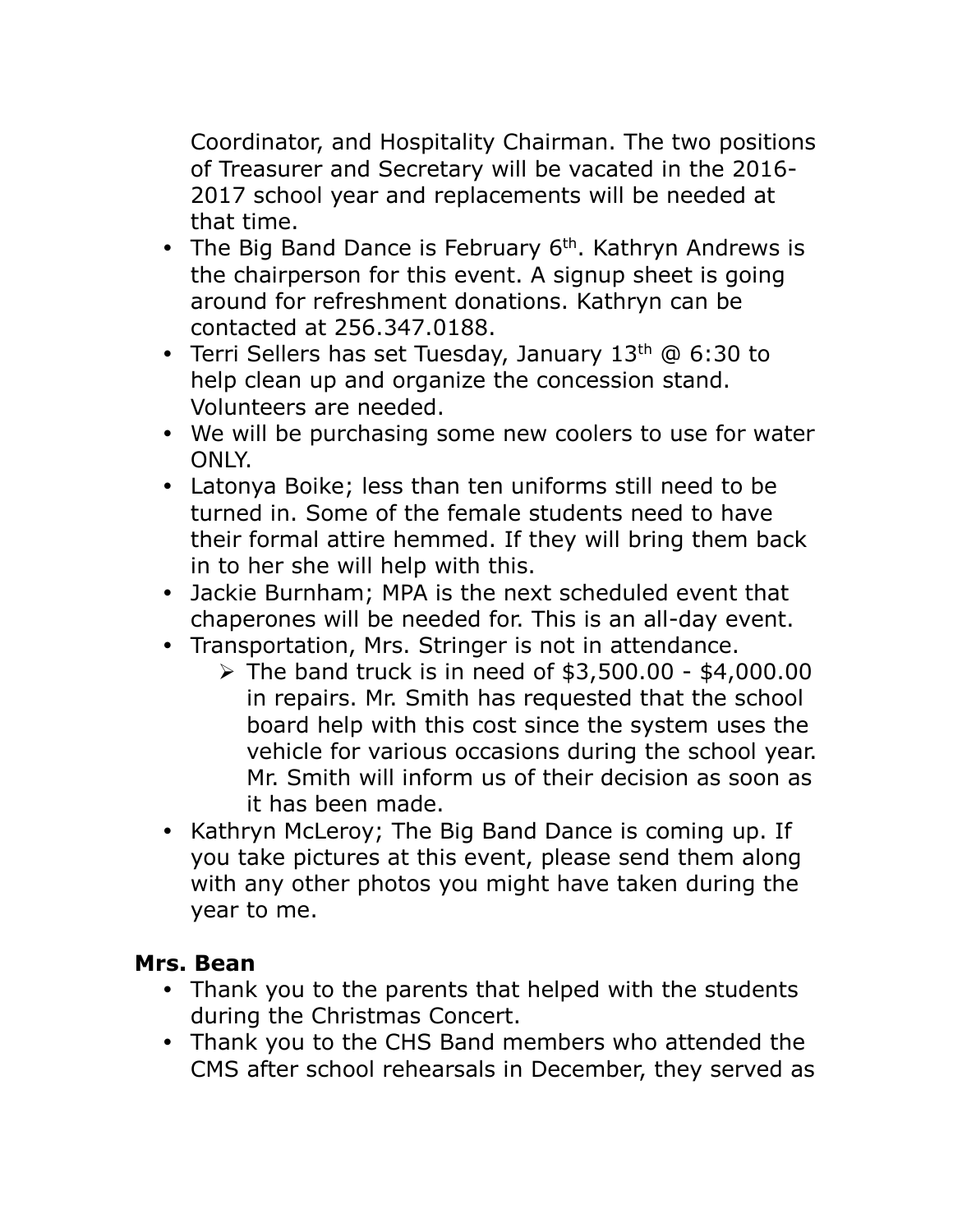Coordinator, and Hospitality Chairman. The two positions of Treasurer and Secretary will be vacated in the 2016-2017 school year and replacements will be needed at that time.

- The Big Band Dance is February 6th. Kathryn Andrews is the chairperson for this event. A signup sheet is going around for refreshment donations. Kathryn can be contacted at 256.347.0188.
- Terri Sellers has set Tuesday, January 13th @ 6:30 to help clean up and organize the concession stand. Volunteers are needed.
- We will be purchasing some new coolers to use for water ONLY.
- Latonya Boike; less than ten uniforms still need to be turned in. Some of the female students need to have their formal attire hemmed. If they will bring them back in to her she will help with this.
- Jackie Burnham; MPA is the next scheduled event that chaperones will be needed for. This is an all-day event.
- Transportation, Mrs. Stringer is not in attendance.
  - The band truck is in need of $3,500.00 - $4,000.00 in repairs. Mr. Smith has requested that the school board help with this cost since the system uses the vehicle for various occasions during the school year. Mr. Smith will inform us of their decision as soon as it has been made.
- Kathryn McLeroy; The Big Band Dance is coming up. If you take pictures at this event, please send them along with any other photos you might have taken during the year to me.

**Mrs. Bean**

- Thank you to the parents that helped with the students during the Christmas Concert.
- Thank you to the CHS Band members who attended the CMS after school rehearsals in December, they served as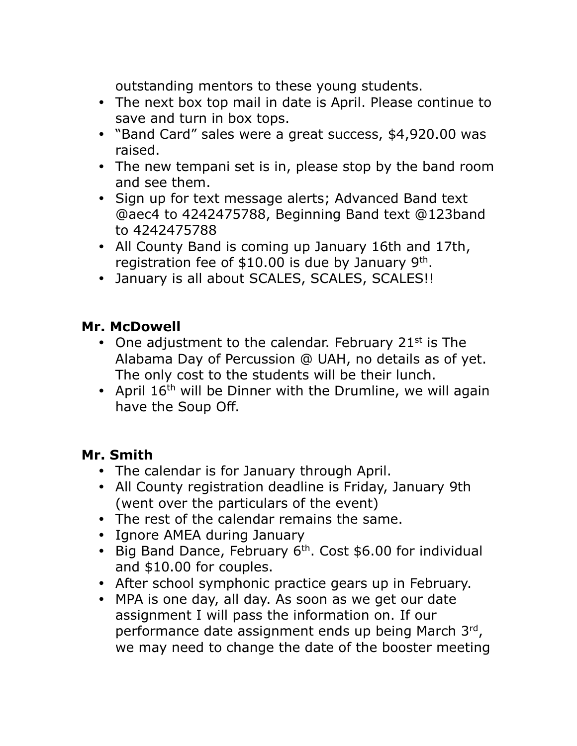outstanding mentors to these young students.

- The next box top mail in date is April. Please continue to save and turn in box tops.
- "Band Card" sales were a great success, $4,920.00 was raised.
- The new tempani set is in, please stop by the band room and see them.
- Sign up for text message alerts; Advanced Band text @aec4 to 4242475788, Beginning Band text @123band to 4242475788
- All County Band is coming up January 16th and 17th, registration fee of $10.00 is due by January 9th.
- January is all about SCALES, SCALES, SCALES!!

**Mr. McDowell**

- One adjustment to the calendar. February 21st is The Alabama Day of Percussion @ UAH, no details as of yet. The only cost to the students will be their lunch.
- April 16th will be Dinner with the Drumline, we will again have the Soup Off.

**Mr. Smith**

- The calendar is for January through April.
- All County registration deadline is Friday, January 9th (went over the particulars of the event)
- The rest of the calendar remains the same.
- Ignore AMEA during January
- Big Band Dance, February 6th. Cost $6.00 for individual and $10.00 for couples.
- After school symphonic practice gears up in February.
- MPA is one day, all day. As soon as we get our date assignment I will pass the information on. If our performance date assignment ends up being March 3rd, we may need to change the date of the booster meeting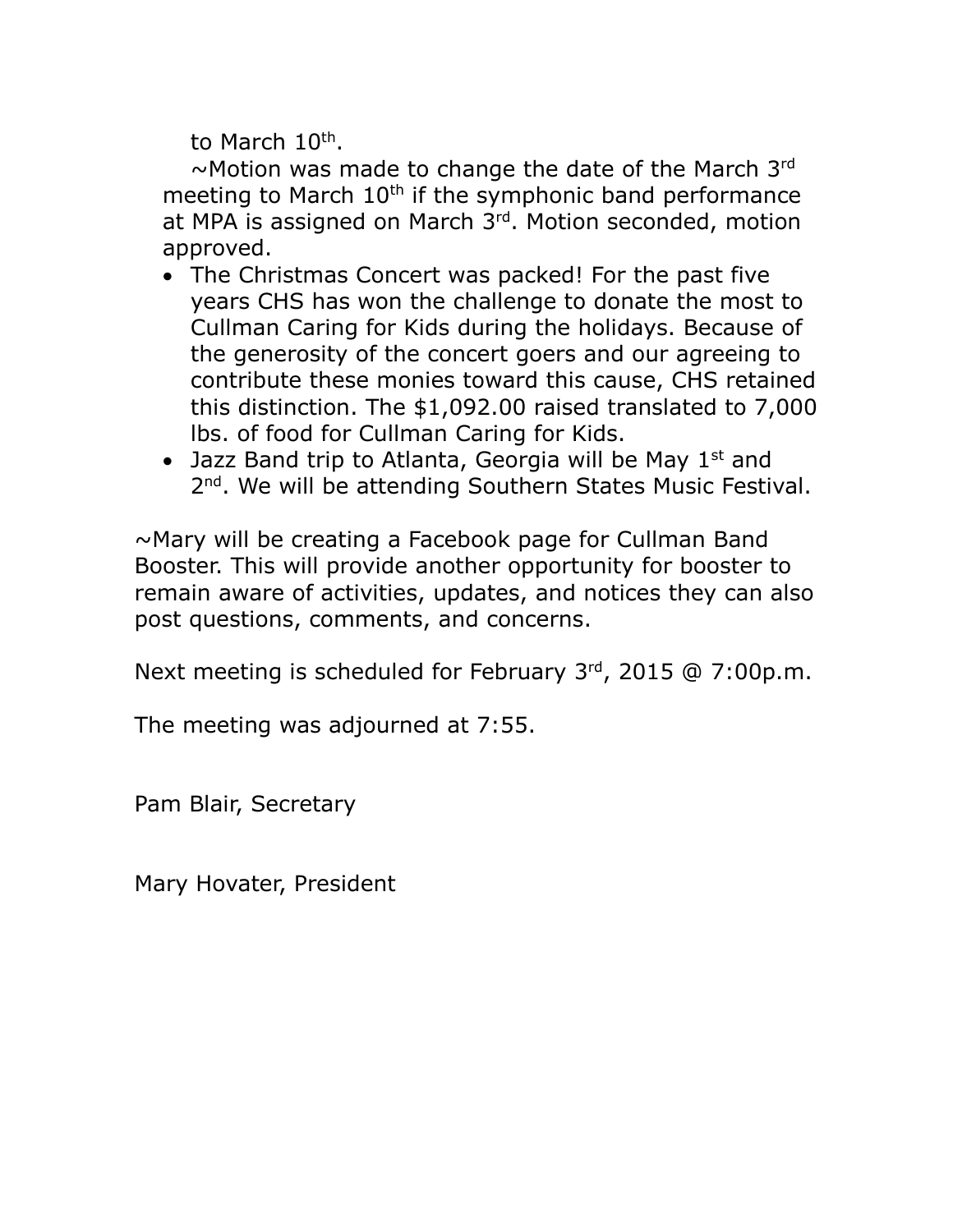to March 10th.

~Motion was made to change the date of the March 3rd meeting to March 10th if the symphonic band performance at MPA is assigned on March 3rd. Motion seconded, motion approved.

- The Christmas Concert was packed! For the past five years CHS has won the challenge to donate the most to Cullman Caring for Kids during the holidays. Because of the generosity of the concert goers and our agreeing to contribute these monies toward this cause, CHS retained this distinction. The $1,092.00 raised translated to 7,000 lbs. of food for Cullman Caring for Kids.
- Jazz Band trip to Atlanta, Georgia will be May 1st and 2nd. We will be attending Southern States Music Festival.

~Mary will be creating a Facebook page for Cullman Band Booster. This will provide another opportunity for booster to remain aware of activities, updates, and notices they can also post questions, comments, and concerns.

Next meeting is scheduled for February 3rd, 2015 @ 7:00p.m.

The meeting was adjourned at 7:55.

Pam Blair, Secretary

Mary Hovater, President